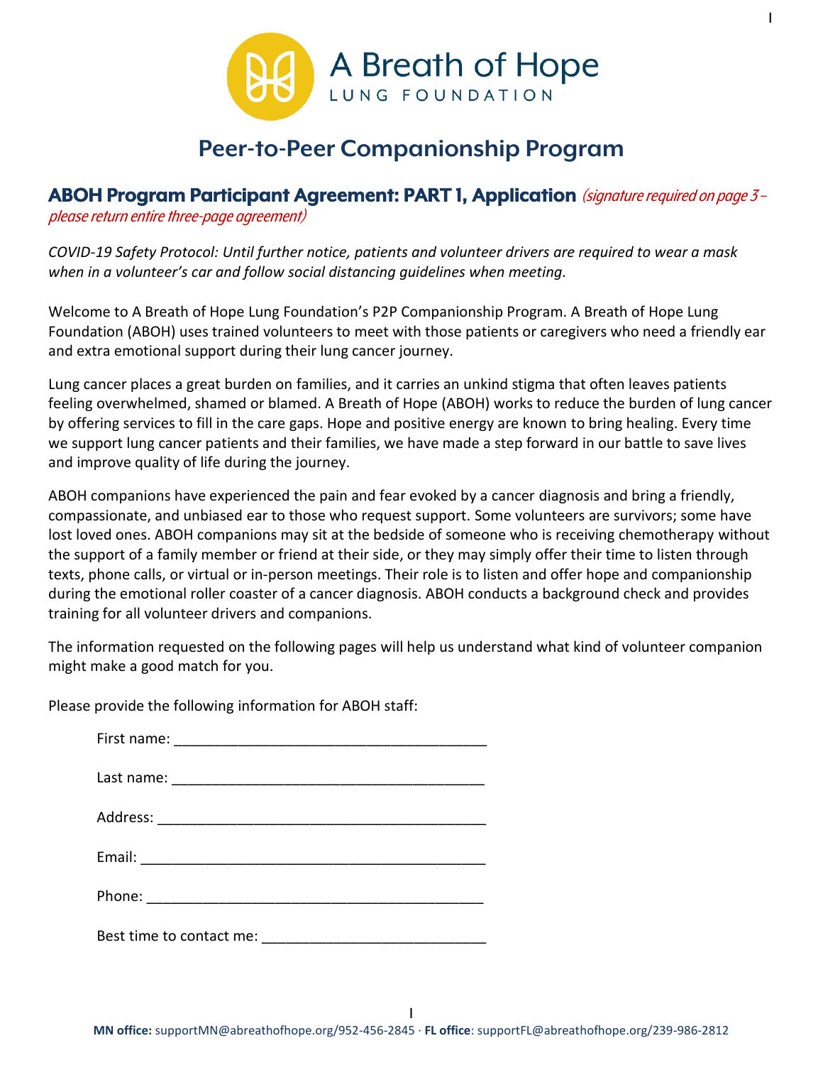A Breath of Hope
LUNG FOUNDATION

# Peer-to-Peer Companionship Program

## ABOH Program Participant Agreement: PART 1, Application *(signature required on page 3 – please return entire three-page agreement)*

*COVID-19 Safety Protocol: Until further notice, patients and volunteer drivers are required to wear a mask when in a volunteer's car and follow social distancing guidelines when meeting.*

Welcome to A Breath of Hope Lung Foundation's P2P Companionship Program. A Breath of Hope Lung Foundation (ABOH) uses trained volunteers to meet with those patients or caregivers who need a friendly ear and extra emotional support during their lung cancer journey.

Lung cancer places a great burden on families, and it carries an unkind stigma that often leaves patients feeling overwhelmed, shamed or blamed. A Breath of Hope (ABOH) works to reduce the burden of lung cancer by offering services to fill in the care gaps. Hope and positive energy are known to bring healing. Every time we support lung cancer patients and their families, we have made a step forward in our battle to save lives and improve quality of life during the journey.

ABOH companions have experienced the pain and fear evoked by a cancer diagnosis and bring a friendly, compassionate, and unbiased ear to those who request support. Some volunteers are survivors; some have lost loved ones. ABOH companions may sit at the bedside of someone who is receiving chemotherapy without the support of a family member or friend at their side, or they may simply offer their time to listen through texts, phone calls, or virtual or in-person meetings. Their role is to listen and offer hope and companionship during the emotional roller coaster of a cancer diagnosis. ABOH conducts a background check and provides training for all volunteer drivers and companions.

The information requested on the following pages will help us understand what kind of volunteer companion might make a good match for you.

Please provide the following information for ABOH staff:

First name: ______________________________________

Last name: ______________________________________

Address: ________________________________________

Email: __________________________________________

Phone: _________________________________________

Best time to contact me: ___________________________

**MN office:** supportMN@abreathofhope.org/952-456-2845 · **FL office**: supportFL@abreathofhope.org/239-986-2812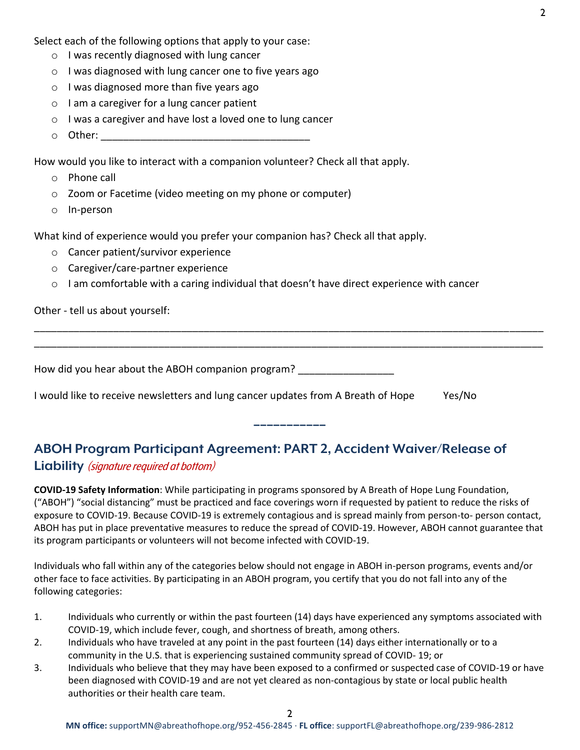Select each of the following options that apply to your case:

- I was recently diagnosed with lung cancer
- I was diagnosed with lung cancer one to five years ago
- I was diagnosed more than five years ago
- I am a caregiver for a lung cancer patient
- I was a caregiver and have lost a loved one to lung cancer
- Other: ____________________________________

How would you like to interact with a companion volunteer? Check all that apply.

- Phone call
- Zoom or Facetime (video meeting on my phone or computer)
- In-person

What kind of experience would you prefer your companion has? Check all that apply.

- Cancer patient/survivor experience
- Caregiver/care-partner experience
- I am comfortable with a caring individual that doesn't have direct experience with cancer

Other - tell us about yourself:

_____________________________________________________________________________________________

_____________________________________________________________________________________________

How did you hear about the ABOH companion program? _________________

I would like to receive newsletters and lung cancer updates from A Breath of Hope Yes/No

---

## ABOH Program Participant Agreement: PART 2, Accident Waiver/Release of Liability *(signature required at bottom)*

**COVID-19 Safety Information**: While participating in programs sponsored by A Breath of Hope Lung Foundation, ("ABOH") "social distancing" must be practiced and face coverings worn if requested by patient to reduce the risks of exposure to COVID-19. Because COVID-19 is extremely contagious and is spread mainly from person-to- person contact, ABOH has put in place preventative measures to reduce the spread of COVID-19. However, ABOH cannot guarantee that its program participants or volunteers will not become infected with COVID-19.

Individuals who fall within any of the categories below should not engage in ABOH in-person programs, events and/or other face to face activities. By participating in an ABOH program, you certify that you do not fall into any of the following categories:

1. Individuals who currently or within the past fourteen (14) days have experienced any symptoms associated with COVID-19, which include fever, cough, and shortness of breath, among others.
2. Individuals who have traveled at any point in the past fourteen (14) days either internationally or to a community in the U.S. that is experiencing sustained community spread of COVID- 19; or
3. Individuals who believe that they may have been exposed to a confirmed or suspected case of COVID-19 or have been diagnosed with COVID-19 and are not yet cleared as non-contagious by state or local public health authorities or their health care team.

**MN office:** supportMN@abreathofhope.org/952-456-2845 · **FL office**: supportFL@abreathofhope.org/239-986-2812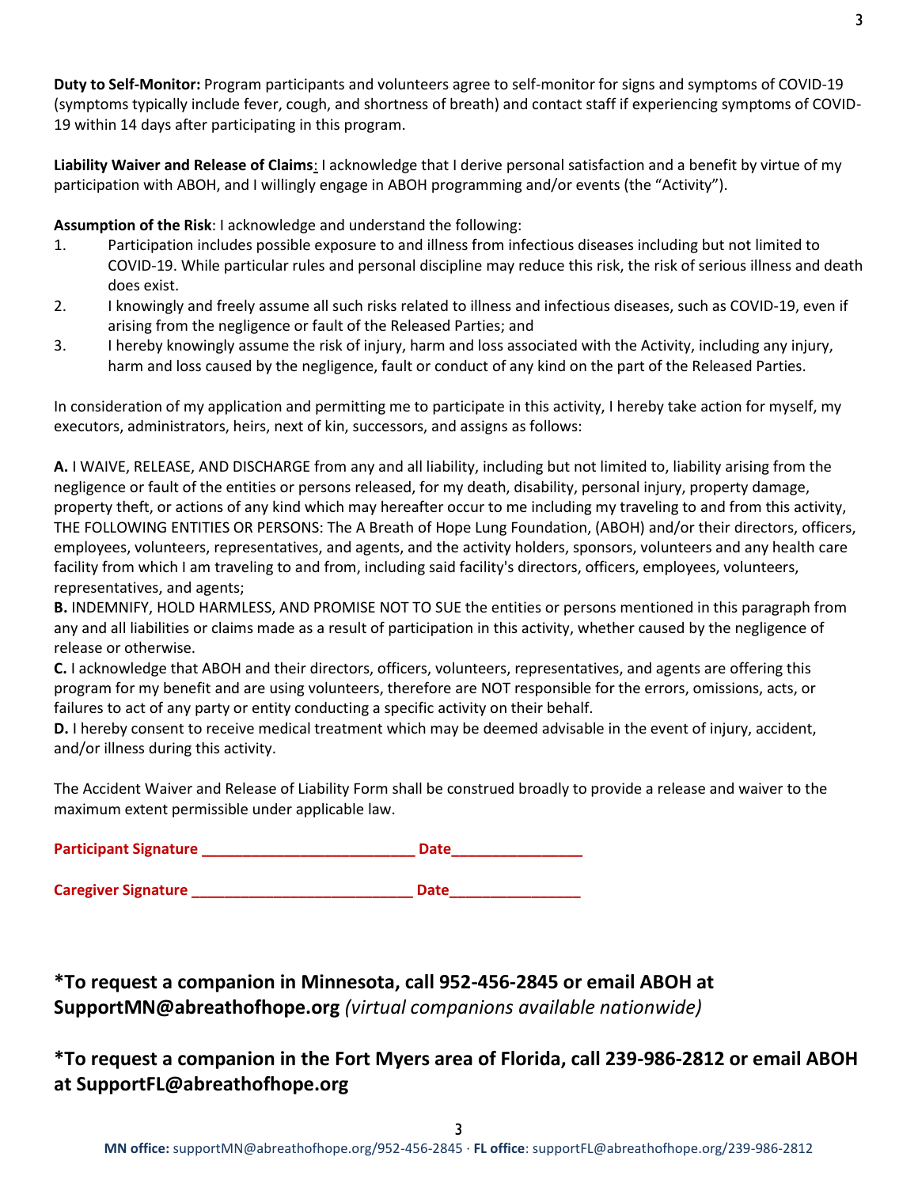**Duty to Self-Monitor:** Program participants and volunteers agree to self-monitor for signs and symptoms of COVID-19 (symptoms typically include fever, cough, and shortness of breath) and contact staff if experiencing symptoms of COVID-19 within 14 days after participating in this program.

**Liability Waiver and Release of Claims**: I acknowledge that I derive personal satisfaction and a benefit by virtue of my participation with ABOH, and I willingly engage in ABOH programming and/or events (the "Activity").

**Assumption of the Risk**: I acknowledge and understand the following:

1. Participation includes possible exposure to and illness from infectious diseases including but not limited to COVID-19. While particular rules and personal discipline may reduce this risk, the risk of serious illness and death does exist.
2. I knowingly and freely assume all such risks related to illness and infectious diseases, such as COVID-19, even if arising from the negligence or fault of the Released Parties; and
3. I hereby knowingly assume the risk of injury, harm and loss associated with the Activity, including any injury, harm and loss caused by the negligence, fault or conduct of any kind on the part of the Released Parties.

In consideration of my application and permitting me to participate in this activity, I hereby take action for myself, my executors, administrators, heirs, next of kin, successors, and assigns as follows:

**A.** I WAIVE, RELEASE, AND DISCHARGE from any and all liability, including but not limited to, liability arising from the negligence or fault of the entities or persons released, for my death, disability, personal injury, property damage, property theft, or actions of any kind which may hereafter occur to me including my traveling to and from this activity, THE FOLLOWING ENTITIES OR PERSONS: The A Breath of Hope Lung Foundation, (ABOH) and/or their directors, officers, employees, volunteers, representatives, and agents, and the activity holders, sponsors, volunteers and any health care facility from which I am traveling to and from, including said facility's directors, officers, employees, volunteers, representatives, and agents;
**B.** INDEMNIFY, HOLD HARMLESS, AND PROMISE NOT TO SUE the entities or persons mentioned in this paragraph from any and all liabilities or claims made as a result of participation in this activity, whether caused by the negligence of release or otherwise.
**C.** I acknowledge that ABOH and their directors, officers, volunteers, representatives, and agents are offering this program for my benefit and are using volunteers, therefore are NOT responsible for the errors, omissions, acts, or failures to act of any party or entity conducting a specific activity on their behalf.
**D.** I hereby consent to receive medical treatment which may be deemed advisable in the event of injury, accident, and/or illness during this activity.

The Accident Waiver and Release of Liability Form shall be construed broadly to provide a release and waiver to the maximum extent permissible under applicable law.

**Participant Signature __________________________ Date________________**

**Caregiver Signature ___________________________ Date________________**

## *To request a companion in Minnesota, call 952-456-2845 or email ABOH at SupportMN@abreathofhope.org *(virtual companions available nationwide)*

## *To request a companion in the Fort Myers area of Florida, call 239-986-2812 or email ABOH at SupportFL@abreathofhope.org